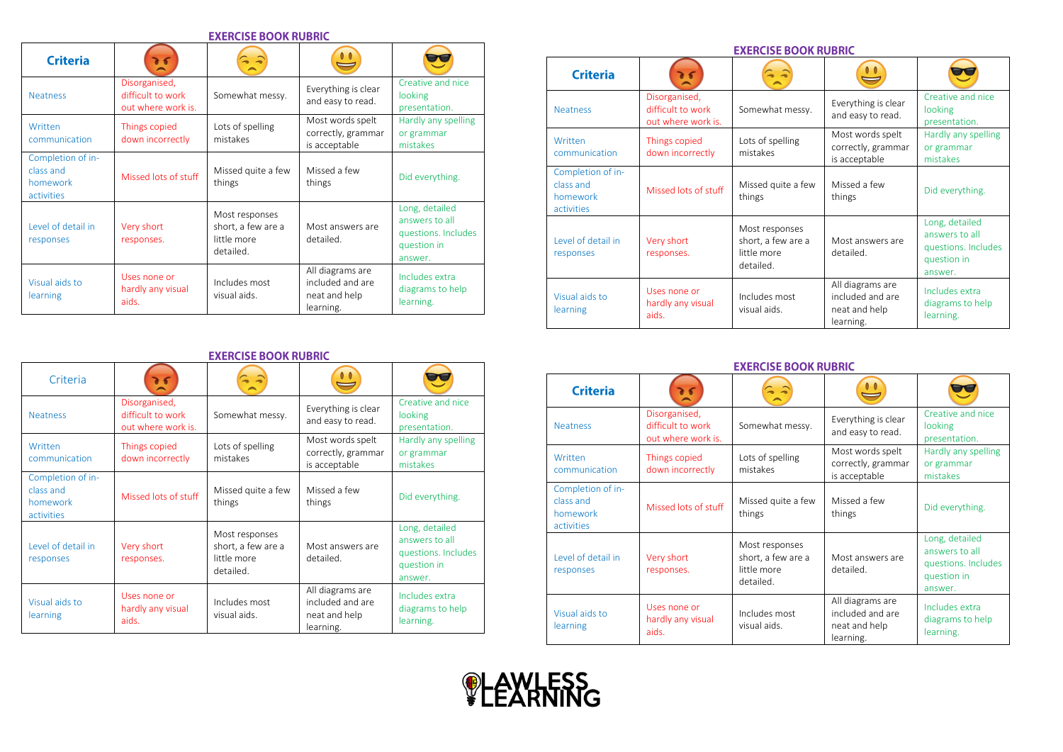## EXERCISE BOOK RUBRIC

| Criteria | | | | |
|---|---|---|---|---|
| Neatness | Disorganised, difficult to work out where work is. | Somewhat messy. | Everything is clear and easy to read. | Creative and nice looking presentation. |
| Written communication | Things copied down incorrectly | Lots of spelling mistakes | Most words spelt correctly, grammar is acceptable | Hardly any spelling or grammar mistakes |
| Completion of in-class and homework activities | Missed lots of stuff | Missed quite a few things | Missed a few things | Did everything. |
| Level of detail in responses | Very short responses. | Most responses short, a few are a little more detailed. | Most answers are detailed. | Long, detailed answers to all questions. Includes question in answer. |
| Visual aids to learning | Uses none or hardly any visual aids. | Includes most visual aids. | All diagrams are included and are neat and help learning. | Includes extra diagrams to help learning. |

## EXERCISE BOOK RUBRIC

| Criteria | | | | |
|---|---|---|---|---|
| Neatness | Disorganised, difficult to work out where work is. | Somewhat messy. | Everything is clear and easy to read. | Creative and nice looking presentation. |
| Written communication | Things copied down incorrectly | Lots of spelling mistakes | Most words spelt correctly, grammar is acceptable | Hardly any spelling or grammar mistakes |
| Completion of in-class and homework activities | Missed lots of stuff | Missed quite a few things | Missed a few things | Did everything. |
| Level of detail in responses | Very short responses. | Most responses short, a few are a little more detailed. | Most answers are detailed. | Long, detailed answers to all questions. Includes question in answer. |
| Visual aids to learning | Uses none or hardly any visual aids. | Includes most visual aids. | All diagrams are included and are neat and help learning. | Includes extra diagrams to help learning. |

## EXERCISE BOOK RUBRIC

| Criteria | | | | |
|---|---|---|---|---|
| Neatness | Disorganised, difficult to work out where work is. | Somewhat messy. | Everything is clear and easy to read. | Creative and nice looking presentation. |
| Written communication | Things copied down incorrectly | Lots of spelling mistakes | Most words spelt correctly, grammar is acceptable | Hardly any spelling or grammar mistakes |
| Completion of in-class and homework activities | Missed lots of stuff | Missed quite a few things | Missed a few things | Did everything. |
| Level of detail in responses | Very short responses. | Most responses short, a few are a little more detailed. | Most answers are detailed. | Long, detailed answers to all questions. Includes question in answer. |
| Visual aids to learning | Uses none or hardly any visual aids. | Includes most visual aids. | All diagrams are included and are neat and help learning. | Includes extra diagrams to help learning. |

## EXERCISE BOOK RUBRIC

| Criteria | | | | |
|---|---|---|---|---|
| Neatness | Disorganised, difficult to work out where work is. | Somewhat messy. | Everything is clear and easy to read. | Creative and nice looking presentation. |
| Written communication | Things copied down incorrectly | Lots of spelling mistakes | Most words spelt correctly, grammar is acceptable | Hardly any spelling or grammar mistakes |
| Completion of in-class and homework activities | Missed lots of stuff | Missed quite a few things | Missed a few things | Did everything. |
| Level of detail in responses | Very short responses. | Most responses short, a few are a little more detailed. | Most answers are detailed. | Long, detailed answers to all questions. Includes question in answer. |
| Visual aids to learning | Uses none or hardly any visual aids. | Includes most visual aids. | All diagrams are included and are neat and help learning. | Includes extra diagrams to help learning. |

LAWLESS LEARNING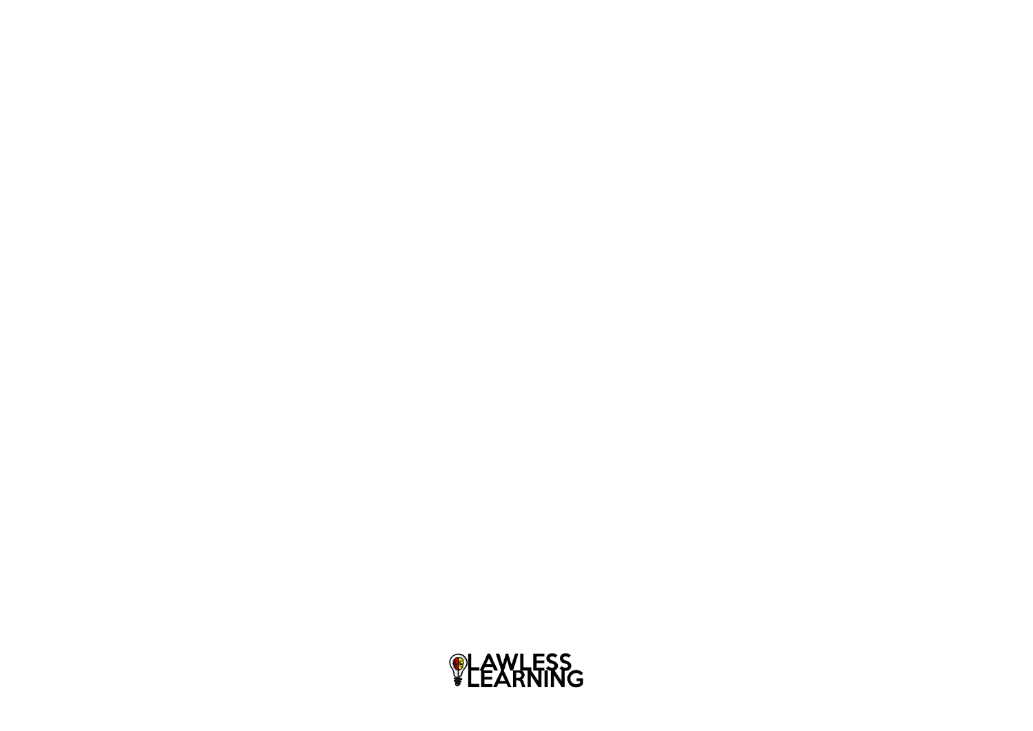LAWLESS LEARNING